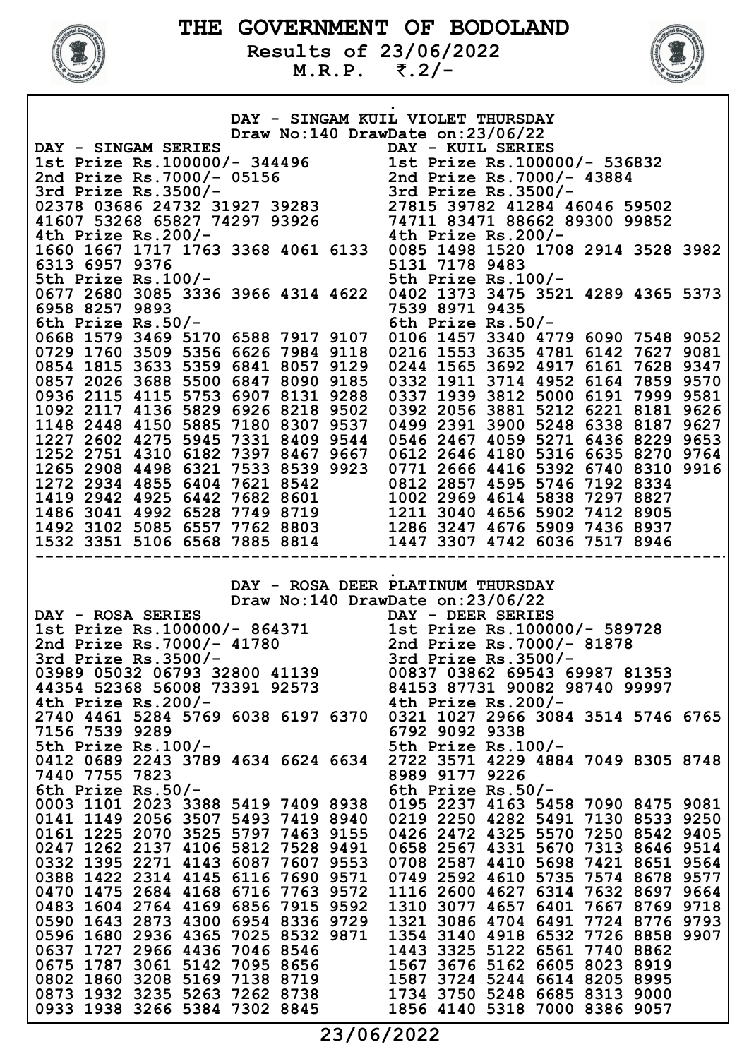# THE GOVERNMENT OF BODOLAND

**Results of 23/06/2022**

**M.R.P. ₹.2/-**

## DAY - SINGAM KUIL VIOLET THURSDAY

Draw No:140 DrawDate on:23/06/22

### DAY - SINGAM SERIES

1st Prize Rs.100000/- 344496

2nd Prize Rs.7000/- 05156

3rd Prize Rs.3500/-

02378 03686 24732 31927 39283
41607 53268 65827 74297 93926

4th Prize Rs.200/-

1660 1667 1717 1763 3368 4061 6133
6313 6957 9376

5th Prize Rs.100/-

0677 2680 3085 3336 3966 4314 4622
6958 8257 9893

6th Prize Rs.50/-

0668 1579 3469 5170 6588 7917 9107
0729 1760 3509 5356 6626 7984 9118
0854 1815 3633 5359 6841 8057 9129
0857 2026 3688 5500 6847 8090 9185
0936 2115 4115 5753 6907 8131 9288
1092 2117 4136 5829 6926 8218 9502
1148 2448 4150 5885 7180 8307 9537
1227 2602 4275 5945 7331 8409 9544
1252 2751 4310 6182 7397 8467 9667
1265 2908 4498 6321 7533 8539 9923
1272 2934 4855 6404 7621 8542
1419 2942 4925 6442 7682 8601
1486 3041 4992 6528 7749 8719
1492 3102 5085 6557 7762 8803
1532 3351 5106 6568 7885 8814

### DAY - KUIL SERIES

1st Prize Rs.100000/- 536832

2nd Prize Rs.7000/- 43884

3rd Prize Rs.3500/-

27815 39782 41284 46046 59502
74711 83471 88662 89300 99852

4th Prize Rs.200/-

0085 1498 1520 1708 2914 3528 3982
5131 7178 9483

5th Prize Rs.100/-

0402 1373 3475 3521 4289 4365 5373
7539 8971 9435

6th Prize Rs.50/-

0106 1457 3340 4779 6090 7548 9052
0216 1553 3635 4781 6142 7627 9081
0244 1565 3692 4917 6161 7628 9347
0332 1911 3714 4952 6164 7859 9570
0337 1939 3812 5000 6191 7999 9581
0392 2056 3881 5212 6221 8181 9626
0499 2391 3900 5248 6338 8187 9627
0546 2467 4059 5271 6436 8229 9653
0612 2646 4180 5316 6635 8270 9764
0771 2666 4416 5392 6740 8310 9916
0812 2857 4595 5746 7192 8334
1002 2969 4614 5838 7297 8827
1211 3040 4656 5902 7412 8905
1286 3247 4676 5909 7436 8937
1447 3307 4742 6036 7517 8946

---

## DAY - ROSA DEER PLATINUM THURSDAY

Draw No:140 DrawDate on:23/06/22

### DAY - ROSA SERIES

1st Prize Rs.100000/- 864371

2nd Prize Rs.7000/- 41780

3rd Prize Rs.3500/-

03989 05032 06793 32800 41139
44354 52368 56008 73391 92573

4th Prize Rs.200/-

2740 4461 5284 5769 6038 6197 6370
7156 7539 9289

5th Prize Rs.100/-

0412 0689 2243 3789 4634 6624 6634
7440 7755 7823

6th Prize Rs.50/-

0003 1101 2023 3388 5419 7409 8938
0141 1149 2056 3507 5493 7419 8940
0161 1225 2070 3525 5797 7463 9155
0247 1262 2137 4106 5812 7528 9491
0332 1395 2271 4143 6087 7607 9553
0388 1422 2314 4145 6116 7690 9571
0470 1475 2684 4168 6716 7763 9572
0483 1604 2764 4169 6856 7915 9592
0590 1643 2873 4300 6954 8336 9729
0596 1680 2936 4365 7025 8532 9871
0637 1727 2966 4436 7046 8546
0675 1787 3061 5142 7095 8656
0802 1860 3208 5169 7138 8719
0873 1932 3235 5263 7262 8738
0933 1938 3266 5384 7302 8845

### DAY - DEER SERIES

1st Prize Rs.100000/- 589728

2nd Prize Rs.7000/- 81878

3rd Prize Rs.3500/-

00837 03862 69543 69987 81353
84153 87731 90082 98740 99997

4th Prize Rs.200/-

0321 1027 2966 3084 3514 5746 6765
6792 9092 9338

5th Prize Rs.100/-

2722 3571 4229 4884 7049 8305 8748
8989 9177 9226

6th Prize Rs.50/-

0195 2237 4163 5458 7090 8475 9081
0219 2250 4282 5491 7130 8533 9250
0426 2472 4325 5570 7250 8542 9405
0658 2567 4331 5670 7313 8646 9514
0708 2587 4410 5698 7421 8651 9564
0749 2592 4610 5735 7574 8678 9577
1116 2600 4627 6314 7632 8697 9664
1310 3077 4657 6401 7667 8769 9718
1321 3086 4704 6491 7724 8776 9793
1354 3140 4918 6532 7726 8858 9907
1443 3325 5122 6561 7740 8862
1567 3676 5162 6605 8023 8919
1587 3724 5244 6614 8205 8995
1734 3750 5248 6685 8313 9000
1856 4140 5318 7000 8386 9057

23/06/2022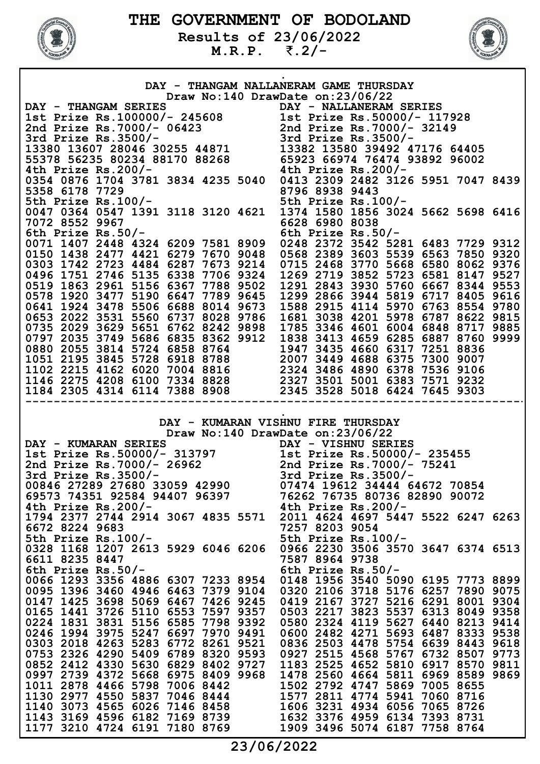# THE GOVERNMENT OF BODOLAND

**Results of 23/06/2022**

**M.R.P. ₹.2/-**

## DAY - THANGAM NALLANERAM GAME THURSDAY

Draw No:140 DrawDate on:23/06/22

### DAY - THANGAM SERIES

1st Prize Rs.100000/- 245608

2nd Prize Rs.7000/- 06423

3rd Prize Rs.3500/-

13380 13607 28046 30255 44871 55378 56235 80234 88170 88268

4th Prize Rs.200/-

0354 0876 1704 3781 3834 4235 5040 5358 6178 7729

5th Prize Rs.100/-

0047 0364 0547 1391 3118 3120 4621 7072 8552 9967

6th Prize Rs.50/-

0071 1407 2448 4324 6209 7581 8909
0150 1438 2477 4421 6279 7670 9048
0303 1742 2723 4484 6287 7673 9214
0496 1751 2746 5135 6338 7706 9324
0519 1863 2961 5156 6367 7788 9502
0578 1920 3477 5190 6647 7789 9645
0641 1924 3478 5506 6688 8014 9673
0653 2022 3531 5560 6737 8028 9786
0735 2029 3629 5651 6762 8242 9898
0797 2035 3749 5686 6835 8362 9912
0880 2055 3814 5724 6858 8764
1051 2195 3845 5728 6918 8788
1102 2215 4162 6020 7004 8816
1146 2275 4208 6100 7334 8828
1184 2305 4314 6114 7388 8908

### DAY - NALLANERAM SERIES

1st Prize Rs.50000/- 117928

2nd Prize Rs.7000/- 32149

3rd Prize Rs.3500/-

13382 13580 39492 47176 64405 65923 66974 76474 93892 96002

4th Prize Rs.200/-

0413 2309 2482 3126 5951 7047 8439 8796 8938 9443

5th Prize Rs.100/-

1374 1580 1856 3024 5662 5698 6416 6628 6980 8038

6th Prize Rs.50/-

0248 2372 3542 5281 6483 7729 9312
0568 2389 3603 5539 6563 7850 9320
0715 2468 3770 5668 6580 8062 9376
1269 2719 3852 5723 6581 8147 9527
1291 2843 3930 5760 6667 8344 9553
1299 2866 3944 5819 6717 8405 9616
1588 2915 4114 5970 6763 8554 9780
1681 3038 4201 5978 6787 8622 9815
1785 3346 4601 6004 6848 8717 9885
1838 3413 4659 6285 6887 8760 9999
1947 3435 4660 6317 7251 8836
2007 3449 4688 6375 7300 9007
2324 3486 4890 6378 7536 9106
2327 3501 5001 6383 7571 9232
2345 3528 5018 6424 7645 9303

---

## DAY - KUMARAN VISHNU FIRE THURSDAY

Draw No:140 DrawDate on:23/06/22

### DAY - KUMARAN SERIES

1st Prize Rs.50000/- 313797

2nd Prize Rs.7000/- 26962

3rd Prize Rs.3500/-

00846 27289 27680 33059 42990 69573 74351 92584 94407 96397

4th Prize Rs.200/-

1794 2377 2744 2914 3067 4835 5571 6672 8224 9683

5th Prize Rs.100/-

0328 1168 1207 2613 5929 6046 6206 6611 8235 8447

6th Prize Rs.50/-

0066 1293 3356 4886 6307 7233 8954
0095 1396 3460 4946 6463 7379 9104
0147 1425 3698 5069 6467 7426 9245
0165 1441 3726 5110 6553 7597 9357
0224 1831 3831 5156 6585 7798 9392
0246 1994 3975 5247 6697 7970 9491
0303 2018 4263 5283 6772 8261 9521
0753 2326 4290 5409 6789 8320 9593
0852 2412 4330 5630 6829 8402 9727
0997 2739 4372 5668 6975 8409 9968
1011 2878 4466 5798 7006 8442
1130 2977 4550 5837 7046 8444
1140 3073 4565 6026 7146 8458
1143 3169 4596 6182 7169 8739
1177 3210 4724 6191 7180 8769

### DAY - VISHNU SERIES

1st Prize Rs.50000/- 235455

2nd Prize Rs.7000/- 75241

3rd Prize Rs.3500/-

07474 19612 34444 64672 70854 76262 76735 80736 82890 90072

4th Prize Rs.200/-

2011 4624 4697 5447 5522 6247 6263 7257 8203 9054

5th Prize Rs.100/-

0966 2230 3506 3570 3647 6374 6513 7587 8964 9738

6th Prize Rs.50/-

0148 1956 3540 5090 6195 7773 8899
0320 2106 3718 5176 6257 7890 9075
0419 2167 3727 5216 6291 8001 9304
0503 2217 3823 5537 6313 8049 9358
0580 2324 4119 5627 6440 8213 9414
0600 2482 4271 5693 6487 8333 9538
0836 2503 4478 5754 6639 8443 9618
0927 2515 4568 5767 6732 8507 9773
1183 2525 4652 5810 6917 8570 9811
1478 2560 4664 5811 6969 8589 9869
1502 2792 4747 5869 7005 8655
1577 2811 4774 5941 7060 8716
1606 3231 4934 6056 7065 8726
1632 3376 4959 6134 7393 8731
1909 3496 5074 6187 7758 8764

23/06/2022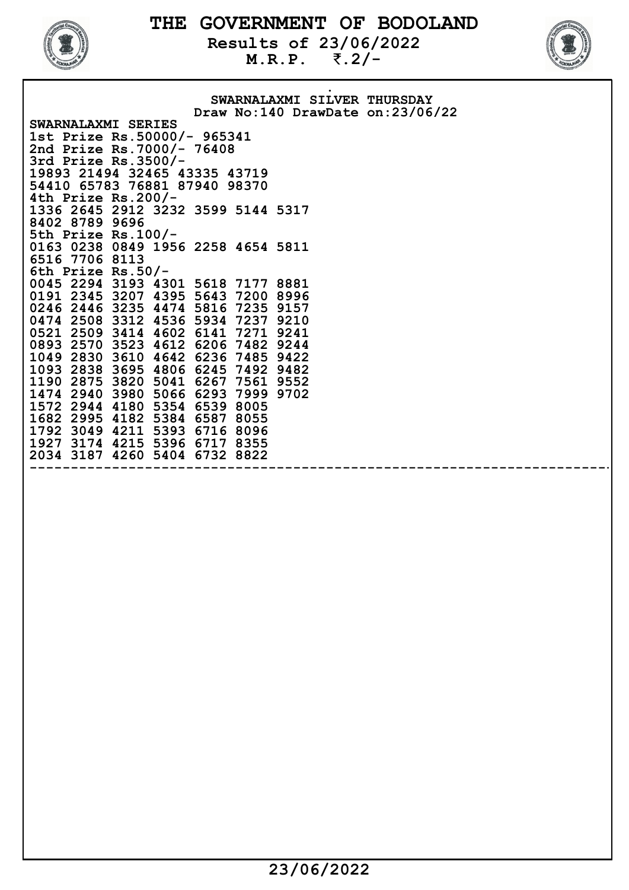# THE GOVERNMENT OF BODOLAND

**Results of 23/06/2022**

**M.R.P. ₹.2/-**

**SWARNALAXMI SILVER THURSDAY**

**Draw No:140 DrawDate on:23/06/22**

**SWARNALAXMI SERIES**

**1st Prize Rs.50000/- 965341**

**2nd Prize Rs.7000/- 76408**

**3rd Prize Rs.3500/-**

19893 21494 32465 43335 43719
54410 65783 76881 87940 98370

**4th Prize Rs.200/-**

1336 2645 2912 3232 3599 5144 5317
8402 8789 9696

**5th Prize Rs.100/-**

0163 0238 0849 1956 2258 4654 5811
6516 7706 8113

**6th Prize Rs.50/-**

```
0045 2294 3193 4301 5618 7177 8881
0191 2345 3207 4395 5643 7200 8996
0246 2446 3235 4474 5816 7235 9157
0474 2508 3312 4536 5934 7237 9210
0521 2509 3414 4602 6141 7271 9241
0893 2570 3523 4612 6206 7482 9244
1049 2830 3610 4642 6236 7485 9422
1093 2838 3695 4806 6245 7492 9482
1190 2875 3820 5041 6267 7561 9552
1474 2940 3980 5066 6293 7999 9702
1572 2944 4180 5354 6539 8005
1682 2995 4182 5384 6587 8055
1792 3049 4211 5393 6716 8096
1927 3174 4215 5396 6717 8355
2034 3187 4260 5404 6732 8822
```

---

23/06/2022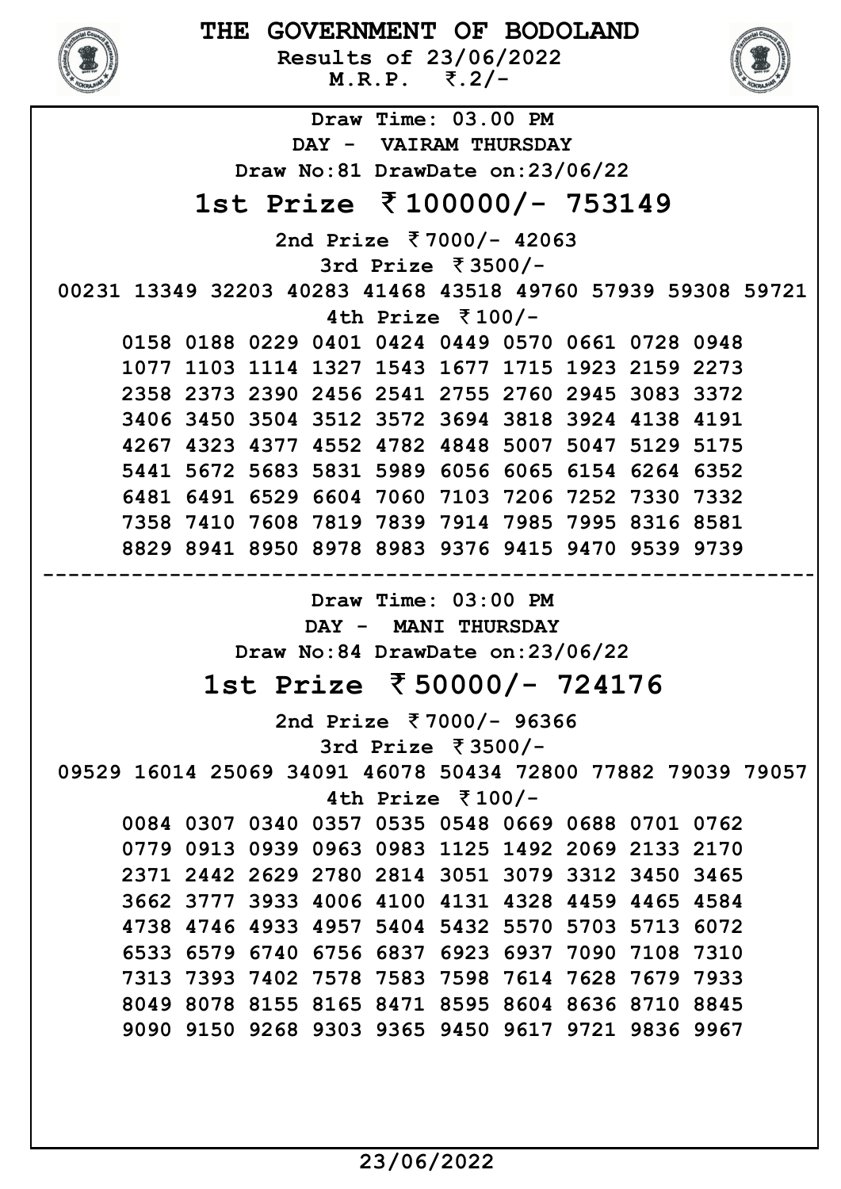# THE GOVERNMENT OF BODOLAND

**Results of 23/06/2022**

**M.R.P. ₹.2/-**

**Draw Time: 03.00 PM**

**DAY - VAIRAM THURSDAY**

**Draw No:81 DrawDate on:23/06/22**

## 1st Prize ₹100000/- 753149

**2nd Prize ₹7000/- 42063**

**3rd Prize ₹3500/-**

00231 13349 32203 40283 41468 43518 49760 57939 59308 59721

**4th Prize ₹100/-**

0158 0188 0229 0401 0424 0449 0570 0661 0728 0948
1077 1103 1114 1327 1543 1677 1715 1923 2159 2273
2358 2373 2390 2456 2541 2755 2760 2945 3083 3372
3406 3450 3504 3512 3572 3694 3818 3924 4138 4191
4267 4323 4377 4552 4782 4848 5007 5047 5129 5175
5441 5672 5683 5831 5989 6056 6065 6154 6264 6352
6481 6491 6529 6604 7060 7103 7206 7252 7330 7332
7358 7410 7608 7819 7839 7914 7985 7995 8316 8581
8829 8941 8950 8978 8983 9376 9415 9470 9539 9739

---

**Draw Time: 03:00 PM**

**DAY - MANI THURSDAY**

**Draw No:84 DrawDate on:23/06/22**

## 1st Prize ₹50000/- 724176

**2nd Prize ₹7000/- 96366**

**3rd Prize ₹3500/-**

09529 16014 25069 34091 46078 50434 72800 77882 79039 79057

**4th Prize ₹100/-**

0084 0307 0340 0357 0535 0548 0669 0688 0701 0762
0779 0913 0939 0963 0983 1125 1492 2069 2133 2170
2371 2442 2629 2780 2814 3051 3079 3312 3450 3465
3662 3777 3933 4006 4100 4131 4328 4459 4465 4584
4738 4746 4933 4957 5404 5432 5570 5703 5713 6072
6533 6579 6740 6756 6837 6923 6937 7090 7108 7310
7313 7393 7402 7578 7583 7598 7614 7628 7679 7933
8049 8078 8155 8165 8471 8595 8604 8636 8710 8845
9090 9150 9268 9303 9365 9450 9617 9721 9836 9967

23/06/2022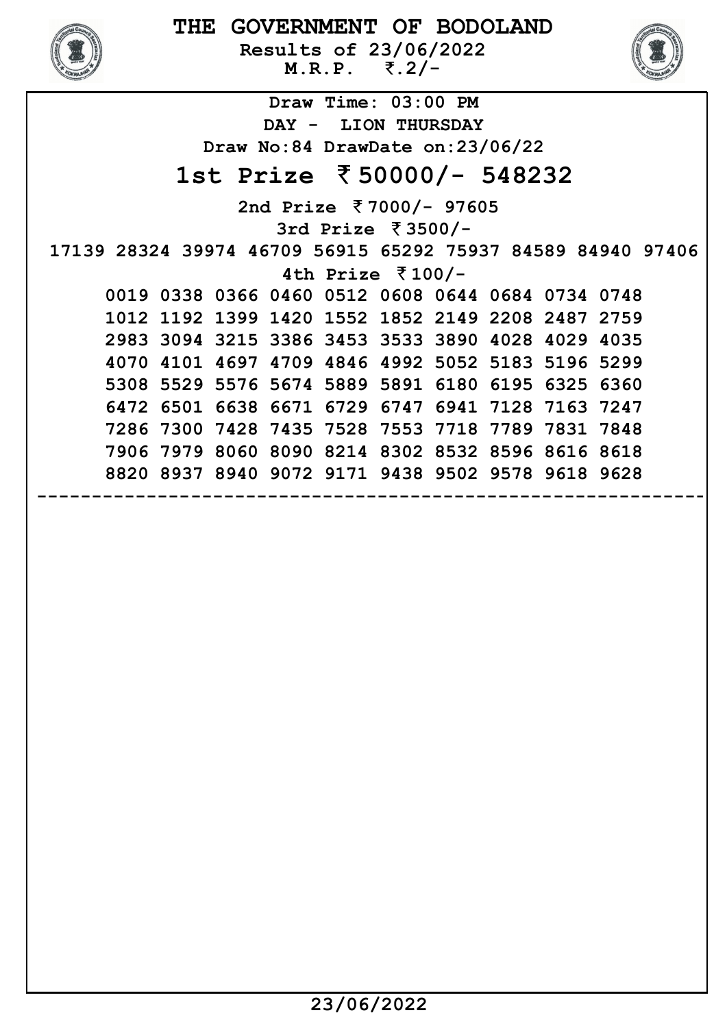# THE GOVERNMENT OF BODOLAND

**Results of 23/06/2022**

**M.R.P. ₹.2/-**

**Draw Time: 03:00 PM**

**DAY - LION THURSDAY**

**Draw No:84 DrawDate on:23/06/22**

## 1st Prize ₹50000/- 548232

**2nd Prize ₹7000/- 97605**

**3rd Prize ₹3500/-**

17139 28324 39974 46709 56915 65292 75937 84589 84940 97406

**4th Prize ₹100/-**

| | | | | | | | | | |
|---|---|---|---|---|---|---|---|---|---|
| 0019 | 0338 | 0366 | 0460 | 0512 | 0608 | 0644 | 0684 | 0734 | 0748 |
| 1012 | 1192 | 1399 | 1420 | 1552 | 1852 | 2149 | 2208 | 2487 | 2759 |
| 2983 | 3094 | 3215 | 3386 | 3453 | 3533 | 3890 | 4028 | 4029 | 4035 |
| 4070 | 4101 | 4697 | 4709 | 4846 | 4992 | 5052 | 5183 | 5196 | 5299 |
| 5308 | 5529 | 5576 | 5674 | 5889 | 5891 | 6180 | 6195 | 6325 | 6360 |
| 6472 | 6501 | 6638 | 6671 | 6729 | 6747 | 6941 | 7128 | 7163 | 7247 |
| 7286 | 7300 | 7428 | 7435 | 7528 | 7553 | 7718 | 7789 | 7831 | 7848 |
| 7906 | 7979 | 8060 | 8090 | 8214 | 8302 | 8532 | 8596 | 8616 | 8618 |
| 8820 | 8937 | 8940 | 9072 | 9171 | 9438 | 9502 | 9578 | 9618 | 9628 |

---

23/06/2022